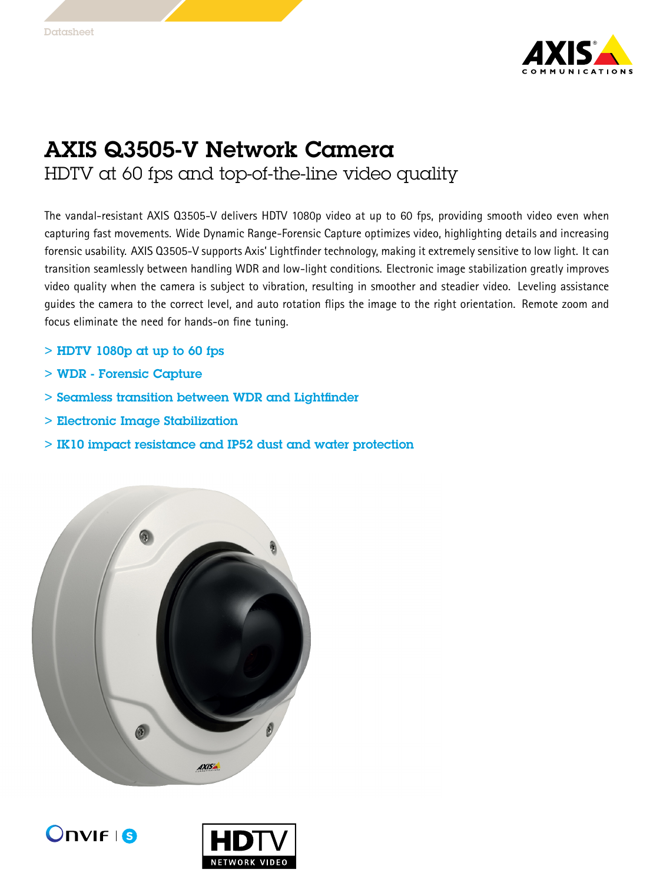Datasheet

# AXIS Q3505-V Network Camera

## HDTV at 60 fps and top-of-the-line video quality

The vandal-resistant AXIS Q3505-V delivers HDTV 1080p video at up to 60 fps, providing smooth video even when capturing fast movements. Wide Dynamic Range-Forensic Capture optimizes video, highlighting details and increasing forensic usability. AXIS Q3505-V supports Axis' Lightfinder technology, making it extremely sensitive to low light. It can transition seamlessly between handling WDR and low-light conditions. Electronic image stabilization greatly improves video quality when the camera is subject to vibration, resulting in smoother and steadier video. Leveling assistance guides the camera to the correct level, and auto rotation flips the image to the right orientation. Remote zoom and focus eliminate the need for hands-on fine tuning.

- > **HDTV 1080p at up to 60 fps**
- > **WDR - Forensic Capture**
- > **Seamless transition between WDR and Lightfinder**
- > **Electronic Image Stabilization**
- > **IK10 impact resistance and IP52 dust and water protection**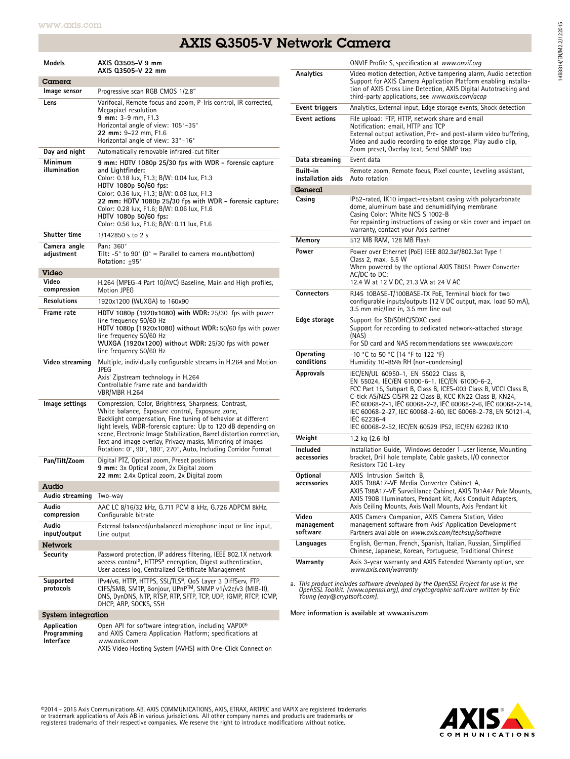# AXIS Q3505-V Network Camera

| | |
|---|---|
| **Models** | **AXIS Q3505-V 9 mm**<br>**AXIS Q3505-V 22 mm** |

## Camera

| | |
|---|---|
| **Image sensor** | Progressive scan RGB CMOS 1/2.8" |
| **Lens** | Varifocal, Remote focus and zoom, P-Iris control, IR corrected, Megapixel resolution<br>**9 mm:** 3–9 mm, F1.3<br>Horizontal angle of view: 105°–35°<br>**22 mm:** 9–22 mm, F1.6<br>Horizontal angle of view: 33°–16° |
| **Day and night** | Automatically removable infrared-cut filter |
| **Minimum illumination** | **9 mm: HDTV 1080p 25/30 fps with WDR – forensic capture and Lightfinder:**<br>Color: 0.18 lux, F1.3; B/W: 0.04 lux, F1.3<br>**HDTV 1080p 50/60 fps:**<br>Color: 0.36 lux, F1.3; B/W: 0.08 lux, F1.3<br>**22 mm: HDTV 1080p 25/30 fps with WDR – forensic capture:**<br>Color: 0.28 lux, F1.6; B/W: 0.06 lux, F1.6<br>**HDTV 1080p 50/60 fps:**<br>Color: 0.56 lux, F1.6; B/W: 0.11 lux, F1.6 |
| **Shutter time** | 1/142850 s to 2 s |
| **Camera angle adjustment** | **Pan:** 360°<br>**Tilt:** -5° to 90° (0° = Parallel to camera mount/bottom)<br>**Rotation:** ±95° |

## Video

| | |
|---|---|
| **Video compression** | H.264 (MPEG-4 Part 10/AVC) Baseline, Main and High profiles, Motion JPEG |
| **Resolutions** | 1920x1200 (WUXGA) to 160x90 |
| **Frame rate** | **HDTV 1080p (1920x1080) with WDR:** 25/30 fps with power line frequency 50/60 Hz<br>**HDTV 1080p (1920x1080) without WDR:** 50/60 fps with power line frequency 50/60 Hz<br>**WUXGA (1920x1200) without WDR:** 25/30 fps with power line frequency 50/60 Hz |
| **Video streaming** | Multiple, individually configurable streams in H.264 and Motion JPEG<br>Axis' Zipstream technology in H.264<br>Controllable frame rate and bandwidth<br>VBR/MBR H.264 |
| **Image settings** | Compression, Color, Brightness, Sharpness, Contrast, White balance, Exposure control, Exposure zone, Backlight compensation, Fine tuning of behavior at different light levels, WDR-forensic capture: Up to 120 dB depending on scene, Electronic Image Stabilization, Barrel distortion correction, Text and image overlay, Privacy masks, Mirroring of images<br>Rotation: 0°, 90°, 180°, 270°, Auto, Including Corridor Format |
| **Pan/Tilt/Zoom** | Digital PTZ, Optical zoom, Preset positions<br>**9 mm:** 3x Optical zoom, 2x Digital zoom<br>**22 mm:** 2.4x Optical zoom, 2x Digital zoom |

## Audio

| | |
|---|---|
| **Audio streaming** | Two-way |
| **Audio compression** | AAC LC 8/16/32 kHz, G.711 PCM 8 kHz, G.726 ADPCM 8kHz, Configurable bitrate |
| **Audio input/output** | External balanced/unbalanced microphone input or line input, Line output |

## Network

| | |
|---|---|
| **Security** | Password protection, IP address filtering, IEEE 802.1X network access control[a], HTTPS[a] encryption, Digest authentication, User access log, Centralized Certificate Management |
| **Supported protocols** | IPv4/v6, HTTP, HTTPS, SSL/TLS[a], QoS Layer 3 DiffServ, FTP, CIFS/SMB, SMTP, Bonjour, UPnP™, SNMP v1/v2c/v3 (MIB-II), DNS, DynDNS, NTP, RTSP, RTP, SFTP, TCP, UDP, IGMP, RTCP, ICMP, DHCP, ARP, SOCKS, SSH |

## System integration

| | |
|---|---|
| **Application Programming Interface** | Open API for software integration, including VAPIX® and AXIS Camera Application Platform; specifications at *www.axis.com*<br>AXIS Video Hosting System (AVHS) with One-Click Connection<br>ONVIF Profile S, specification at *www.onvif.org* |
| **Analytics** | Video motion detection, Active tampering alarm, Audio detection<br>Support for AXIS Camera Application Platform enabling installation of AXIS Cross Line Detection, AXIS Digital Autotracking and third-party applications, see *www.axis.com/acap* |
| **Event triggers** | Analytics, External input, Edge storage events, Shock detection |
| **Event actions** | File upload: FTP, HTTP, network share and email<br>Notification: email, HTTP and TCP<br>External output activation, Pre- and post-alarm video buffering, Video and audio recording to edge storage, Play audio clip, Zoom preset, Overlay text, Send SNMP trap |
| **Data streaming** | Event data |
| **Built-in installation aids** | Remote zoom, Remote focus, Pixel counter, Leveling assistant, Auto rotation |

## General

| | |
|---|---|
| **Casing** | IP52-rated, IK10 impact-resistant casing with polycarbonate dome, aluminum base and dehumidifying membrane<br>Casing Color: White NCS S 1002-B<br>For repainting instructions of casing or skin cover and impact on warranty, contact your Axis partner |
| **Memory** | 512 MB RAM, 128 MB Flash |
| **Power** | Power over Ethernet (PoE) IEEE 802.3af/802.3at Type 1 Class 2, max. 5.5 W<br>When powered by the optional AXIS T8051 Power Converter AC/DC to DC:<br>12.4 W at 12 V DC, 21.3 VA at 24 V AC |
| **Connectors** | RJ45 10BASE-T/100BASE-TX PoE, Terminal block for two configurable inputs/outputs (12 V DC output, max. load 50 mA), 3.5 mm mic/line in, 3.5 mm line out |
| **Edge storage** | Support for SD/SDHC/SDXC card<br>Support for recording to dedicated network-attached storage (NAS)<br>For SD card and NAS recommendations see *www.axis.com* |
| **Operating conditions** | -10 °C to 50 °C (14 °F to 122 °F)<br>Humidity 10–85% RH (non-condensing) |
| **Approvals** | IEC/EN/UL 60950-1, EN 55022 Class B, EN 55024, IEC/EN 61000-6-1, IEC/EN 61000-6-2, FCC Part 15, Subpart B, Class B, ICES-003 Class B, VCCI Class B, C-tick AS/NZS CISPR 22 Class B, KCC KN22 Class B, KN24, IEC 60068-2-1, IEC 60068-2-2, IEC 60068-2-6, IEC 60068-2-14, IEC 60068-2-27, IEC 60068-2-60, IEC 60068-2-78, EN 50121-4, IEC 62236-4<br>IEC 60068-2-52, IEC/EN 60529 IP52, IEC/EN 62262 IK10 |
| **Weight** | 1.2 kg (2.6 lb) |
| **Included accessories** | Installation Guide, Windows decoder 1-user license, Mounting bracket, Drill hole template, Cable gaskets, I/O connector Resistorx T20 L-key |
| **Optional accessories** | AXIS Intrusion Switch B,<br>AXIS T98A17-VE Media Converter Cabinet A,<br>AXIS T98A17-VE Surveillance Cabinet, AXIS T91A47 Pole Mounts, AXIS T90B Illuminators, Pendant kit, Axis Conduit Adapters, Axis Ceiling Mounts, Axis Wall Mounts, Axis Pendant kit |
| **Video management software** | AXIS Camera Companion, AXIS Camera Station, Video management software from Axis' Application Development Partners available on *www.axis.com/techsup/software* |
| **Languages** | English, German, French, Spanish, Italian, Russian, Simplified Chinese, Japanese, Korean, Portuguese, Traditional Chinese |
| **Warranty** | Axis 3-year warranty and AXIS Extended Warranty option, see *www.axis.com/warranty* |

a. *This product includes software developed by the OpenSSL Project for use in the OpenSSL Toolkit. (www.openssl.org), and cryptographic software written by Eric Young (eay@cryptsoft.com).*

More information is available at www.axis.com

©2014 - 2015 Axis Communications AB. AXIS COMMUNICATIONS, AXIS, ETRAX, ARTPEC and VAPIX are registered trademarks or trademark applications of Axis AB in various jurisdictions. All other company names and products are trademarks or registered trademarks of their respective companies. We reserve the right to introduce modifications without notice.